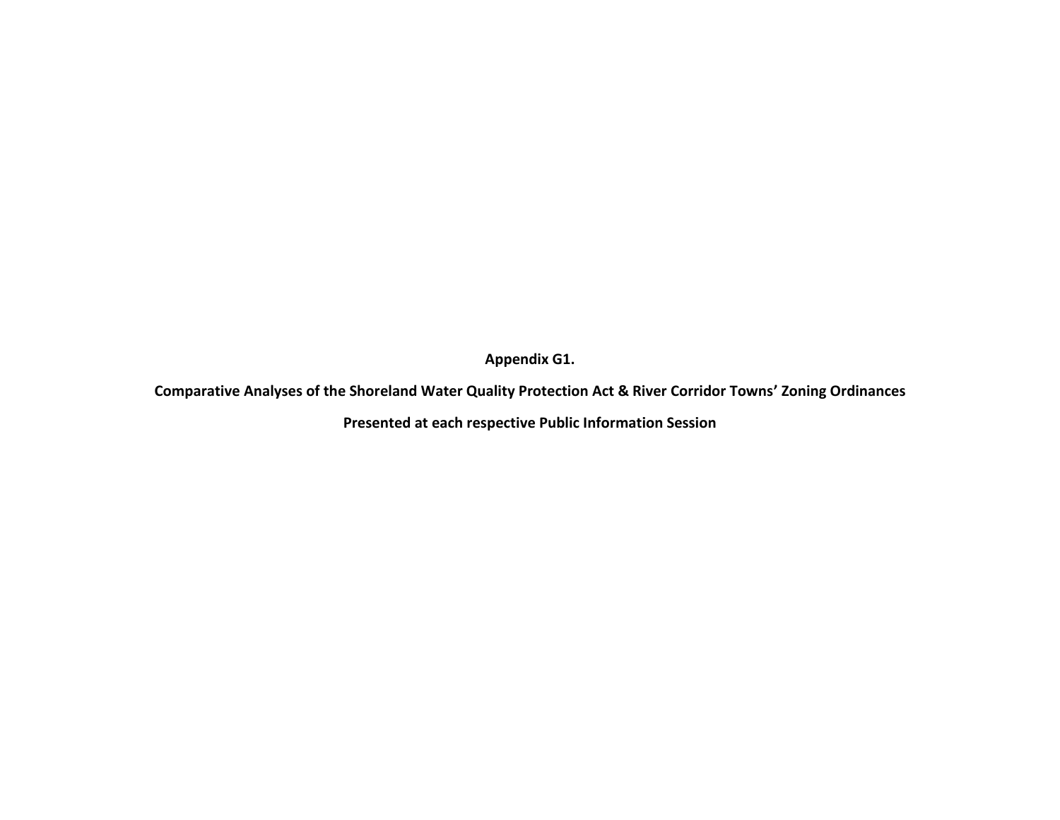**Appendix G1.**

**Comparative Analyses of the Shoreland Water Quality Protection Act & River Corridor Towns' Zoning Ordinances**

**Presented at each respective Public Information Session**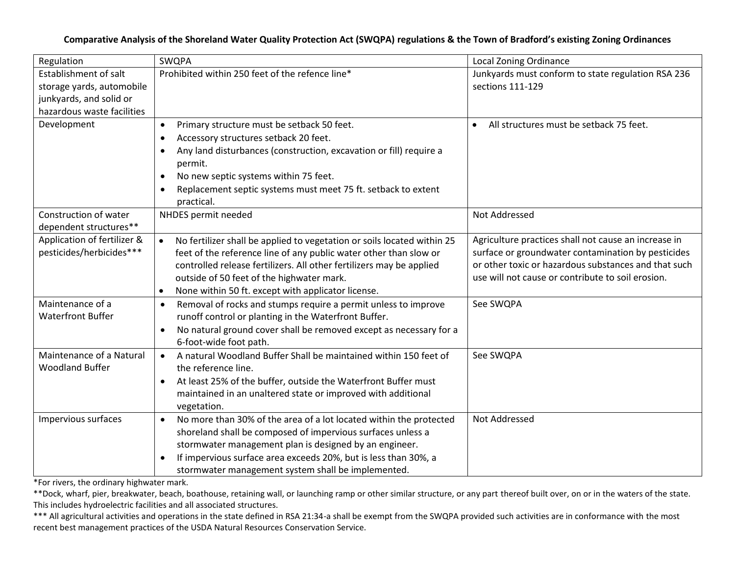**Comparative Analysis of the Shoreland Water Quality Protection Act (SWQPA) regulations & the Town of Bradford's existing Zoning Ordinances**

| Regulation | SWQPA | Local Zoning Ordinance |
|---|---|---|
| Establishment of salt storage yards, automobile junkyards, and solid or hazardous waste facilities | Prohibited within 250 feet of the refence line* | Junkyards must conform to state regulation RSA 236 sections 111-129 |
| Development | • Primary structure must be setback 50 feet.<br>• Accessory structures setback 20 feet.<br>• Any land disturbances (construction, excavation or fill) require a permit.<br>• No new septic systems within 75 feet.<br>• Replacement septic systems must meet 75 ft. setback to extent practical. | • All structures must be setback 75 feet. |
| Construction of water dependent structures** | NHDES permit needed | Not Addressed |
| Application of fertilizer & pesticides/herbicides*** | • No fertilizer shall be applied to vegetation or soils located within 25 feet of the reference line of any public water other than slow or controlled release fertilizers. All other fertilizers may be applied outside of 50 feet of the highwater mark.<br>• None within 50 ft. except with applicator license. | Agriculture practices shall not cause an increase in surface or groundwater contamination by pesticides or other toxic or hazardous substances and that such use will not cause or contribute to soil erosion. |
| Maintenance of a Waterfront Buffer | • Removal of rocks and stumps require a permit unless to improve runoff control or planting in the Waterfront Buffer.<br>• No natural ground cover shall be removed except as necessary for a 6-foot-wide foot path. | See SWQPA |
| Maintenance of a Natural Woodland Buffer | • A natural Woodland Buffer Shall be maintained within 150 feet of the reference line.<br>• At least 25% of the buffer, outside the Waterfront Buffer must maintained in an unaltered state or improved with additional vegetation. | See SWQPA |
| Impervious surfaces | • No more than 30% of the area of a lot located within the protected shoreland shall be composed of impervious surfaces unless a stormwater management plan is designed by an engineer.<br>• If impervious surface area exceeds 20%, but is less than 30%, a stormwater management system shall be implemented. | Not Addressed |

*For rivers, the ordinary highwater mark.

**Dock, wharf, pier, breakwater, beach, boathouse, retaining wall, or launching ramp or other similar structure, or any part thereof built over, on or in the waters of the state. This includes hydroelectric facilities and all associated structures.

*** All agricultural activities and operations in the state defined in RSA 21:34-a shall be exempt from the SWQPA provided such activities are in conformance with the most recent best management practices of the USDA Natural Resources Conservation Service.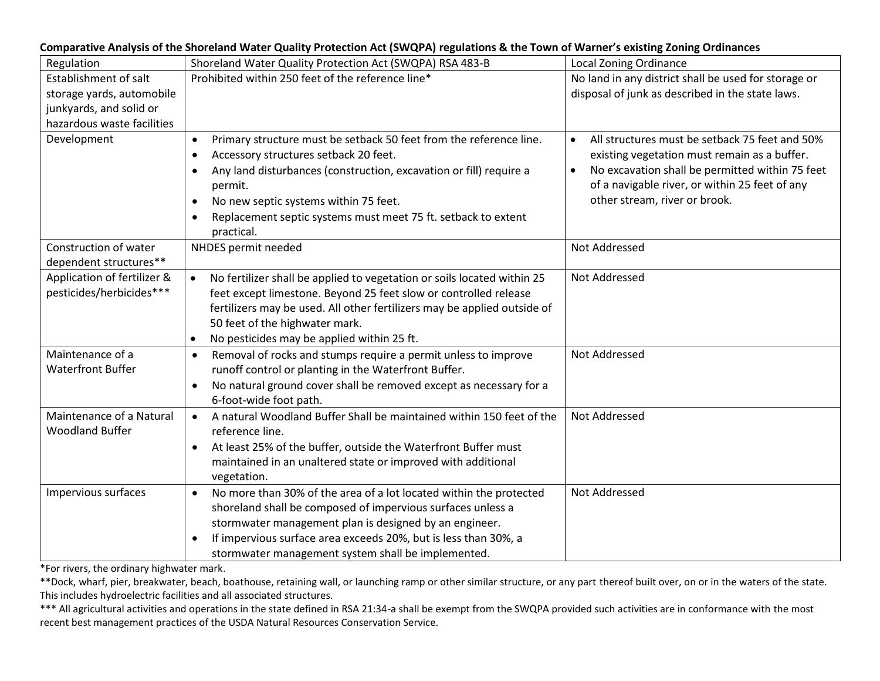**Comparative Analysis of the Shoreland Water Quality Protection Act (SWQPA) regulations & the Town of Warner's existing Zoning Ordinances**

| Regulation | Shoreland Water Quality Protection Act (SWQPA) RSA 483-B | Local Zoning Ordinance |
|---|---|---|
| Establishment of salt storage yards, automobile junkyards, and solid or hazardous waste facilities | Prohibited within 250 feet of the reference line* | No land in any district shall be used for storage or disposal of junk as described in the state laws. |
| Development | • Primary structure must be setback 50 feet from the reference line.<br>• Accessory structures setback 20 feet.<br>• Any land disturbances (construction, excavation or fill) require a permit.<br>• No new septic systems within 75 feet.<br>• Replacement septic systems must meet 75 ft. setback to extent practical. | • All structures must be setback 75 feet and 50% existing vegetation must remain as a buffer.<br>• No excavation shall be permitted within 75 feet of a navigable river, or within 25 feet of any other stream, river or brook. |
| Construction of water dependent structures** | NHDES permit needed | Not Addressed |
| Application of fertilizer & pesticides/herbicides*** | • No fertilizer shall be applied to vegetation or soils located within 25 feet except limestone. Beyond 25 feet slow or controlled release fertilizers may be used. All other fertilizers may be applied outside of 50 feet of the highwater mark.<br>• No pesticides may be applied within 25 ft. | Not Addressed |
| Maintenance of a Waterfront Buffer | • Removal of rocks and stumps require a permit unless to improve runoff control or planting in the Waterfront Buffer.<br>• No natural ground cover shall be removed except as necessary for a 6-foot-wide foot path. | Not Addressed |
| Maintenance of a Natural Woodland Buffer | • A natural Woodland Buffer Shall be maintained within 150 feet of the reference line.<br>• At least 25% of the buffer, outside the Waterfront Buffer must maintained in an unaltered state or improved with additional vegetation. | Not Addressed |
| Impervious surfaces | • No more than 30% of the area of a lot located within the protected shoreland shall be composed of impervious surfaces unless a stormwater management plan is designed by an engineer.<br>• If impervious surface area exceeds 20%, but is less than 30%, a stormwater management system shall be implemented. | Not Addressed |

*For rivers, the ordinary highwater mark.

**Dock, wharf, pier, breakwater, beach, boathouse, retaining wall, or launching ramp or other similar structure, or any part thereof built over, on or in the waters of the state. This includes hydroelectric facilities and all associated structures.

*** All agricultural activities and operations in the state defined in RSA 21:34-a shall be exempt from the SWQPA provided such activities are in conformance with the most recent best management practices of the USDA Natural Resources Conservation Service.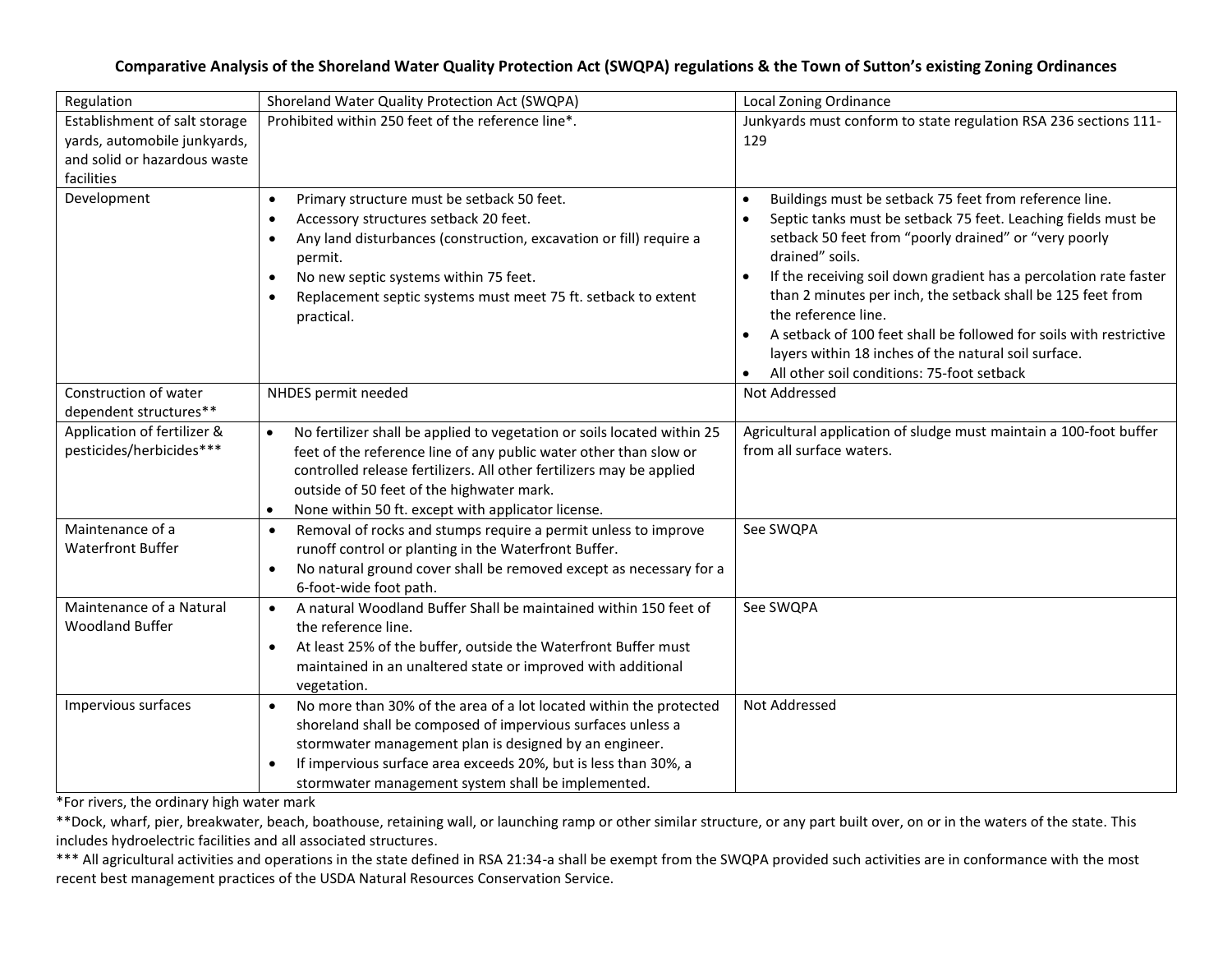**Comparative Analysis of the Shoreland Water Quality Protection Act (SWQPA) regulations & the Town of Sutton's existing Zoning Ordinances**

| Regulation | Shoreland Water Quality Protection Act (SWQPA) | Local Zoning Ordinance |
|---|---|---|
| Establishment of salt storage yards, automobile junkyards, and solid or hazardous waste facilities | Prohibited within 250 feet of the reference line*. | Junkyards must conform to state regulation RSA 236 sections 111-129 |
| Development | • Primary structure must be setback 50 feet.<br>• Accessory structures setback 20 feet.<br>• Any land disturbances (construction, excavation or fill) require a permit.<br>• No new septic systems within 75 feet.<br>• Replacement septic systems must meet 75 ft. setback to extent practical. | • Buildings must be setback 75 feet from reference line.<br>• Septic tanks must be setback 75 feet. Leaching fields must be setback 50 feet from "poorly drained" or "very poorly drained" soils.<br>• If the receiving soil down gradient has a percolation rate faster than 2 minutes per inch, the setback shall be 125 feet from the reference line.<br>• A setback of 100 feet shall be followed for soils with restrictive layers within 18 inches of the natural soil surface.<br>• All other soil conditions: 75-foot setback |
| Construction of water dependent structures** | NHDES permit needed | Not Addressed |
| Application of fertilizer & pesticides/herbicides*** | • No fertilizer shall be applied to vegetation or soils located within 25 feet of the reference line of any public water other than slow or controlled release fertilizers. All other fertilizers may be applied outside of 50 feet of the highwater mark.<br>• None within 50 ft. except with applicator license. | Agricultural application of sludge must maintain a 100-foot buffer from all surface waters. |
| Maintenance of a Waterfront Buffer | • Removal of rocks and stumps require a permit unless to improve runoff control or planting in the Waterfront Buffer.<br>• No natural ground cover shall be removed except as necessary for a 6-foot-wide foot path. | See SWQPA |
| Maintenance of a Natural Woodland Buffer | • A natural Woodland Buffer Shall be maintained within 150 feet of the reference line.<br>• At least 25% of the buffer, outside the Waterfront Buffer must maintained in an unaltered state or improved with additional vegetation. | See SWQPA |
| Impervious surfaces | • No more than 30% of the area of a lot located within the protected shoreland shall be composed of impervious surfaces unless a stormwater management plan is designed by an engineer.<br>• If impervious surface area exceeds 20%, but is less than 30%, a stormwater management system shall be implemented. | Not Addressed |

*For rivers, the ordinary high water mark

**Dock, wharf, pier, breakwater, beach, boathouse, retaining wall, or launching ramp or other similar structure, or any part built over, on or in the waters of the state. This includes hydroelectric facilities and all associated structures.

*** All agricultural activities and operations in the state defined in RSA 21:34-a shall be exempt from the SWQPA provided such activities are in conformance with the most recent best management practices of the USDA Natural Resources Conservation Service.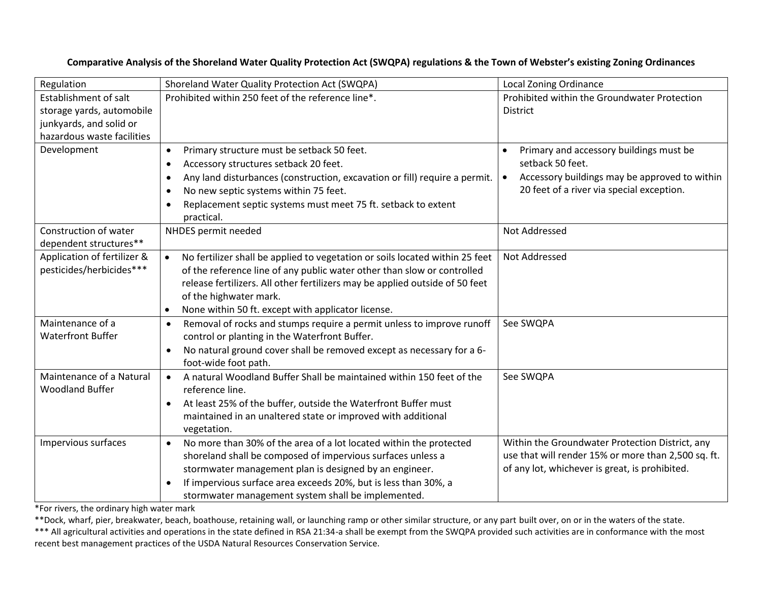**Comparative Analysis of the Shoreland Water Quality Protection Act (SWQPA) regulations & the Town of Webster's existing Zoning Ordinances**

| Regulation | Shoreland Water Quality Protection Act (SWQPA) | Local Zoning Ordinance |
|---|---|---|
| Establishment of salt storage yards, automobile junkyards, and solid or hazardous waste facilities | Prohibited within 250 feet of the reference line*. | Prohibited within the Groundwater Protection District |
| Development | • Primary structure must be setback 50 feet.<br>• Accessory structures setback 20 feet.<br>• Any land disturbances (construction, excavation or fill) require a permit.<br>• No new septic systems within 75 feet.<br>• Replacement septic systems must meet 75 ft. setback to extent practical. | • Primary and accessory buildings must be setback 50 feet.<br>• Accessory buildings may be approved to within 20 feet of a river via special exception. |
| Construction of water dependent structures** | NHDES permit needed | Not Addressed |
| Application of fertilizer & pesticides/herbicides*** | • No fertilizer shall be applied to vegetation or soils located within 25 feet of the reference line of any public water other than slow or controlled release fertilizers. All other fertilizers may be applied outside of 50 feet of the highwater mark.<br>• None within 50 ft. except with applicator license. | Not Addressed |
| Maintenance of a Waterfront Buffer | • Removal of rocks and stumps require a permit unless to improve runoff control or planting in the Waterfront Buffer.<br>• No natural ground cover shall be removed except as necessary for a 6-foot-wide foot path. | See SWQPA |
| Maintenance of a Natural Woodland Buffer | • A natural Woodland Buffer Shall be maintained within 150 feet of the reference line.<br>• At least 25% of the buffer, outside the Waterfront Buffer must maintained in an unaltered state or improved with additional vegetation. | See SWQPA |
| Impervious surfaces | • No more than 30% of the area of a lot located within the protected shoreland shall be composed of impervious surfaces unless a stormwater management plan is designed by an engineer.<br>• If impervious surface area exceeds 20%, but is less than 30%, a stormwater management system shall be implemented. | Within the Groundwater Protection District, any use that will render 15% or more than 2,500 sq. ft. of any lot, whichever is great, is prohibited. |

*For rivers, the ordinary high water mark

**Dock, wharf, pier, breakwater, beach, boathouse, retaining wall, or launching ramp or other similar structure, or any part built over, on or in the waters of the state.

*** All agricultural activities and operations in the state defined in RSA 21:34-a shall be exempt from the SWQPA provided such activities are in conformance with the most recent best management practices of the USDA Natural Resources Conservation Service.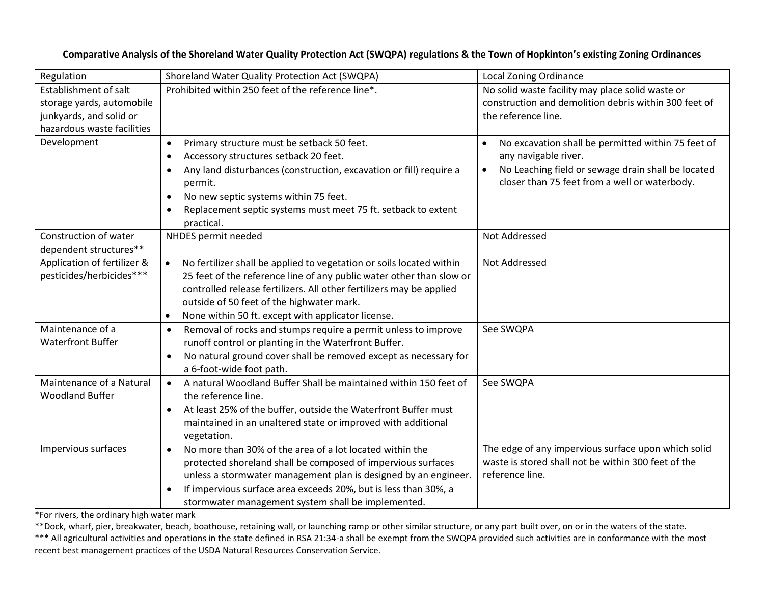**Comparative Analysis of the Shoreland Water Quality Protection Act (SWQPA) regulations & the Town of Hopkinton's existing Zoning Ordinances**

| Regulation | Shoreland Water Quality Protection Act (SWQPA) | Local Zoning Ordinance |
|---|---|---|
| Establishment of salt storage yards, automobile junkyards, and solid or hazardous waste facilities | Prohibited within 250 feet of the reference line*. | No solid waste facility may place solid waste or construction and demolition debris within 300 feet of the reference line. |
| Development | • Primary structure must be setback 50 feet.<br>• Accessory structures setback 20 feet.<br>• Any land disturbances (construction, excavation or fill) require a permit.<br>• No new septic systems within 75 feet.<br>• Replacement septic systems must meet 75 ft. setback to extent practical. | • No excavation shall be permitted within 75 feet of any navigable river.<br>• No Leaching field or sewage drain shall be located closer than 75 feet from a well or waterbody. |
| Construction of water dependent structures** | NHDES permit needed | Not Addressed |
| Application of fertilizer & pesticides/herbicides*** | • No fertilizer shall be applied to vegetation or soils located within 25 feet of the reference line of any public water other than slow or controlled release fertilizers. All other fertilizers may be applied outside of 50 feet of the highwater mark.<br>• None within 50 ft. except with applicator license. | Not Addressed |
| Maintenance of a Waterfront Buffer | • Removal of rocks and stumps require a permit unless to improve runoff control or planting in the Waterfront Buffer.<br>• No natural ground cover shall be removed except as necessary for a 6-foot-wide foot path. | See SWQPA |
| Maintenance of a Natural Woodland Buffer | • A natural Woodland Buffer Shall be maintained within 150 feet of the reference line.<br>• At least 25% of the buffer, outside the Waterfront Buffer must maintained in an unaltered state or improved with additional vegetation. | See SWQPA |
| Impervious surfaces | • No more than 30% of the area of a lot located within the protected shoreland shall be composed of impervious surfaces unless a stormwater management plan is designed by an engineer.<br>• If impervious surface area exceeds 20%, but is less than 30%, a stormwater management system shall be implemented. | The edge of any impervious surface upon which solid waste is stored shall not be within 300 feet of the reference line. |

*For rivers, the ordinary high water mark

**Dock, wharf, pier, breakwater, beach, boathouse, retaining wall, or launching ramp or other similar structure, or any part built over, on or in the waters of the state.

*** All agricultural activities and operations in the state defined in RSA 21:34-a shall be exempt from the SWQPA provided such activities are in conformance with the most recent best management practices of the USDA Natural Resources Conservation Service.